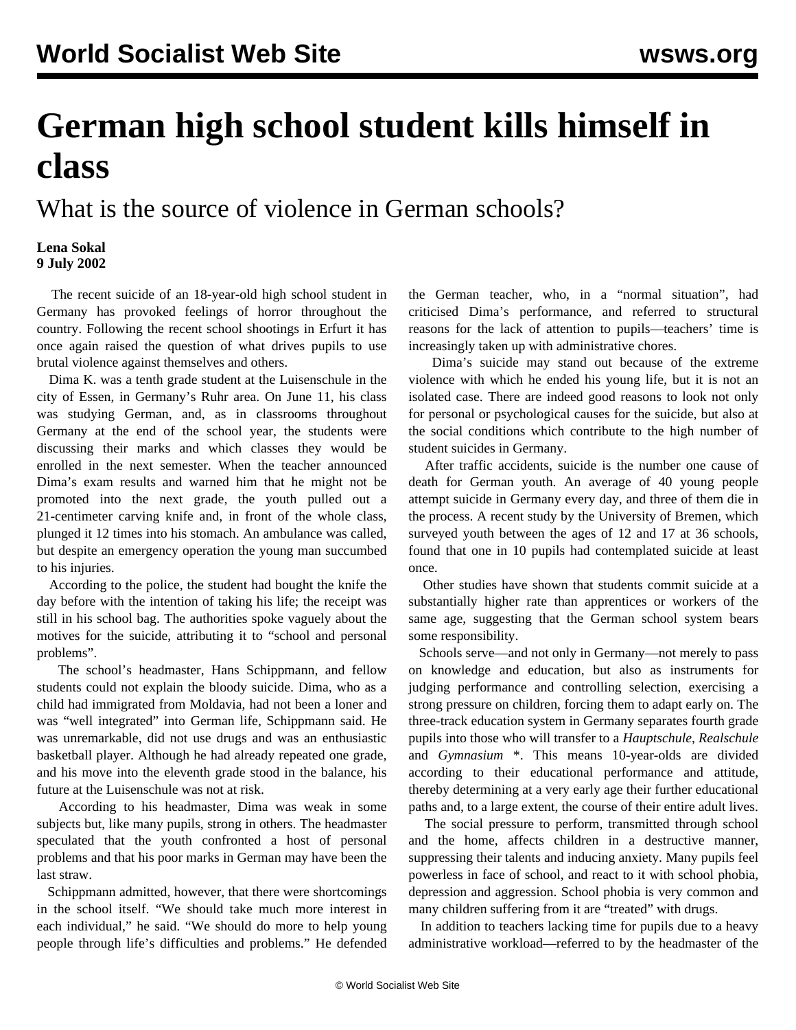# German high school student kills himself in class

## What is the source of violence in German schools?

**Lena Sokal**
**9 July 2002**

The recent suicide of an 18-year-old high school student in Germany has provoked feelings of horror throughout the country. Following the recent school shootings in Erfurt it has once again raised the question of what drives pupils to use brutal violence against themselves and others.

Dima K. was a tenth grade student at the Luisenschule in the city of Essen, in Germany's Ruhr area. On June 11, his class was studying German, and, as in classrooms throughout Germany at the end of the school year, the students were discussing their marks and which classes they would be enrolled in the next semester. When the teacher announced Dima's exam results and warned him that he might not be promoted into the next grade, the youth pulled out a 21-centimeter carving knife and, in front of the whole class, plunged it 12 times into his stomach. An ambulance was called, but despite an emergency operation the young man succumbed to his injuries.

According to the police, the student had bought the knife the day before with the intention of taking his life; the receipt was still in his school bag. The authorities spoke vaguely about the motives for the suicide, attributing it to "school and personal problems".

The school's headmaster, Hans Schippmann, and fellow students could not explain the bloody suicide. Dima, who as a child had immigrated from Moldavia, had not been a loner and was "well integrated" into German life, Schippmann said. He was unremarkable, did not use drugs and was an enthusiastic basketball player. Although he had already repeated one grade, and his move into the eleventh grade stood in the balance, his future at the Luisenschule was not at risk.

According to his headmaster, Dima was weak in some subjects but, like many pupils, strong in others. The headmaster speculated that the youth confronted a host of personal problems and that his poor marks in German may have been the last straw.

Schippmann admitted, however, that there were shortcomings in the school itself. "We should take much more interest in each individual," he said. "We should do more to help young people through life's difficulties and problems." He defended the German teacher, who, in a "normal situation", had criticised Dima's performance, and referred to structural reasons for the lack of attention to pupils—teachers' time is increasingly taken up with administrative chores.

Dima's suicide may stand out because of the extreme violence with which he ended his young life, but it is not an isolated case. There are indeed good reasons to look not only for personal or psychological causes for the suicide, but also at the social conditions which contribute to the high number of student suicides in Germany.

After traffic accidents, suicide is the number one cause of death for German youth. An average of 40 young people attempt suicide in Germany every day, and three of them die in the process. A recent study by the University of Bremen, which surveyed youth between the ages of 12 and 17 at 36 schools, found that one in 10 pupils had contemplated suicide at least once.

Other studies have shown that students commit suicide at a substantially higher rate than apprentices or workers of the same age, suggesting that the German school system bears some responsibility.

Schools serve—and not only in Germany—not merely to pass on knowledge and education, but also as instruments for judging performance and controlling selection, exercising a strong pressure on children, forcing them to adapt early on. The three-track education system in Germany separates fourth grade pupils into those who will transfer to a *Hauptschule*, *Realschule* and *Gymnasium* *. This means 10-year-olds are divided according to their educational performance and attitude, thereby determining at a very early age their further educational paths and, to a large extent, the course of their entire adult lives.

The social pressure to perform, transmitted through school and the home, affects children in a destructive manner, suppressing their talents and inducing anxiety. Many pupils feel powerless in face of school, and react to it with school phobia, depression and aggression. School phobia is very common and many children suffering from it are "treated" with drugs.

In addition to teachers lacking time for pupils due to a heavy administrative workload—referred to by the headmaster of the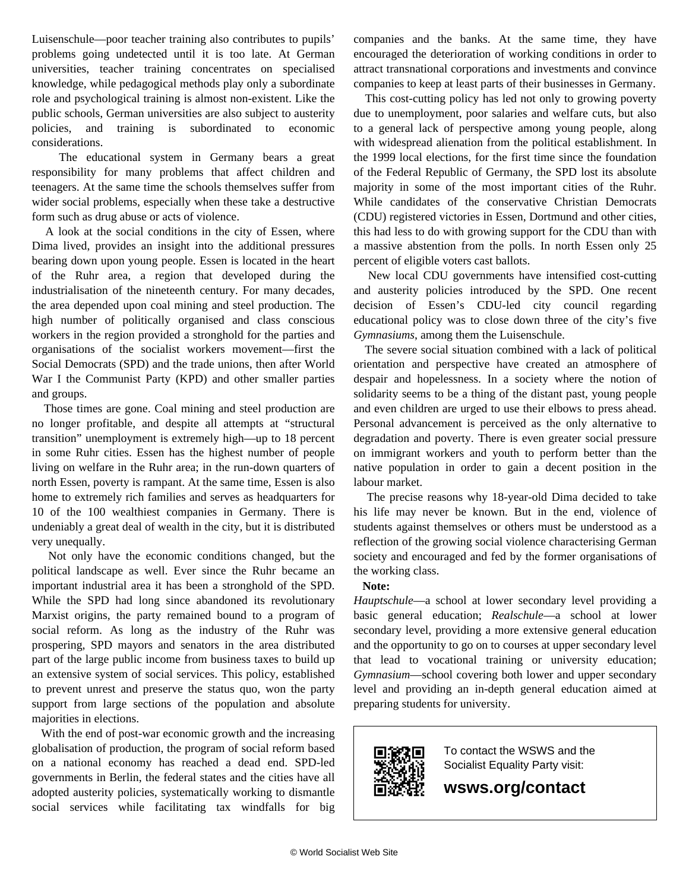Luisenschule—poor teacher training also contributes to pupils' problems going undetected until it is too late. At German universities, teacher training concentrates on specialised knowledge, while pedagogical methods play only a subordinate role and psychological training is almost non-existent. Like the public schools, German universities are also subject to austerity policies, and training is subordinated to economic considerations.

The educational system in Germany bears a great responsibility for many problems that affect children and teenagers. At the same time the schools themselves suffer from wider social problems, especially when these take a destructive form such as drug abuse or acts of violence.

A look at the social conditions in the city of Essen, where Dima lived, provides an insight into the additional pressures bearing down upon young people. Essen is located in the heart of the Ruhr area, a region that developed during the industrialisation of the nineteenth century. For many decades, the area depended upon coal mining and steel production. The high number of politically organised and class conscious workers in the region provided a stronghold for the parties and organisations of the socialist workers movement—first the Social Democrats (SPD) and the trade unions, then after World War I the Communist Party (KPD) and other smaller parties and groups.

Those times are gone. Coal mining and steel production are no longer profitable, and despite all attempts at "structural transition" unemployment is extremely high—up to 18 percent in some Ruhr cities. Essen has the highest number of people living on welfare in the Ruhr area; in the run-down quarters of north Essen, poverty is rampant. At the same time, Essen is also home to extremely rich families and serves as headquarters for 10 of the 100 wealthiest companies in Germany. There is undeniably a great deal of wealth in the city, but it is distributed very unequally.

Not only have the economic conditions changed, but the political landscape as well. Ever since the Ruhr became an important industrial area it has been a stronghold of the SPD. While the SPD had long since abandoned its revolutionary Marxist origins, the party remained bound to a program of social reform. As long as the industry of the Ruhr was prospering, SPD mayors and senators in the area distributed part of the large public income from business taxes to build up an extensive system of social services. This policy, established to prevent unrest and preserve the status quo, won the party support from large sections of the population and absolute majorities in elections.

With the end of post-war economic growth and the increasing globalisation of production, the program of social reform based on a national economy has reached a dead end. SPD-led governments in Berlin, the federal states and the cities have all adopted austerity policies, systematically working to dismantle social services while facilitating tax windfalls for big companies and the banks. At the same time, they have encouraged the deterioration of working conditions in order to attract transnational corporations and investments and convince companies to keep at least parts of their businesses in Germany.

This cost-cutting policy has led not only to growing poverty due to unemployment, poor salaries and welfare cuts, but also to a general lack of perspective among young people, along with widespread alienation from the political establishment. In the 1999 local elections, for the first time since the foundation of the Federal Republic of Germany, the SPD lost its absolute majority in some of the most important cities of the Ruhr. While candidates of the conservative Christian Democrats (CDU) registered victories in Essen, Dortmund and other cities, this had less to do with growing support for the CDU than with a massive abstention from the polls. In north Essen only 25 percent of eligible voters cast ballots.

New local CDU governments have intensified cost-cutting and austerity policies introduced by the SPD. One recent decision of Essen's CDU-led city council regarding educational policy was to close down three of the city's five *Gymnasiums*, among them the Luisenschule.

The severe social situation combined with a lack of political orientation and perspective have created an atmosphere of despair and hopelessness. In a society where the notion of solidarity seems to be a thing of the distant past, young people and even children are urged to use their elbows to press ahead. Personal advancement is perceived as the only alternative to degradation and poverty. There is even greater social pressure on immigrant workers and youth to perform better than the native population in order to gain a decent position in the labour market.

The precise reasons why 18-year-old Dima decided to take his life may never be known. But in the end, violence of students against themselves or others must be understood as a reflection of the growing social violence characterising German society and encouraged and fed by the former organisations of the working class.

**Note:**

*Hauptschule*—a school at lower secondary level providing a basic general education; *Realschule*—a school at lower secondary level, providing a more extensive general education and the opportunity to go on to courses at upper secondary level that lead to vocational training or university education; *Gymnasium*—school covering both lower and upper secondary level and providing an in-depth general education aimed at preparing students for university.

To contact the WSWS and the Socialist Equality Party visit:

**wsws.org/contact**